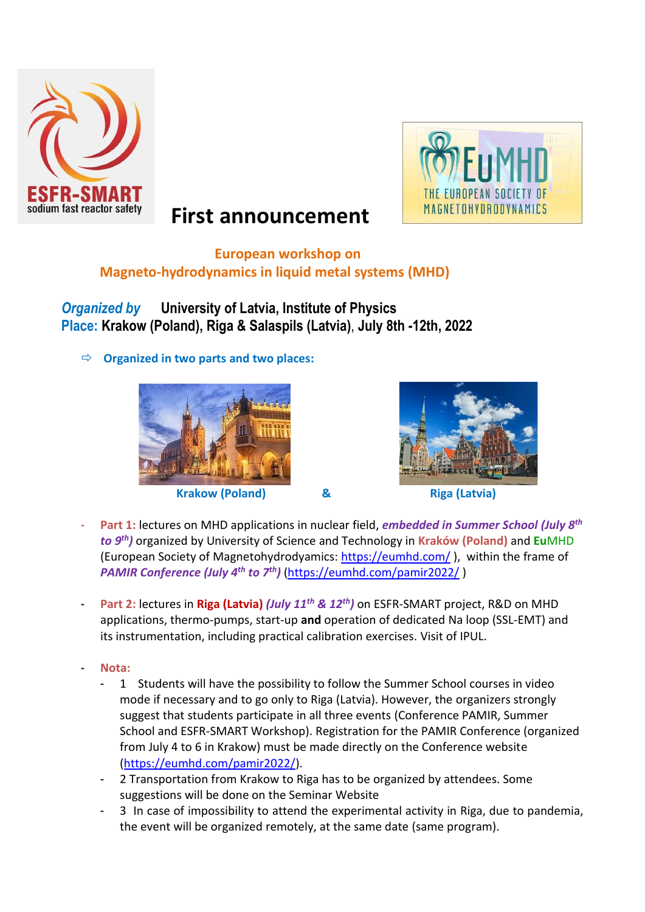# First announcement

## European workshop on
## Magneto-hydrodynamics in liquid metal systems (MHD)

***Organized by*** **University of Latvia, Institute of Physics**

**Place: Krakow (Poland), Riga & Salaspils (Latvia), July 8th -12th, 2022**

⇨ **Organized in two parts and two places:**

**Krakow (Poland)** **&** **Riga (Latvia)**

- **Part 1:** lectures on MHD applications in nuclear field, ***embedded in Summer School (July 8th to 9th)*** organized by University of Science and Technology in **Kraków (Poland)** and **Eu**MHD (European Society of Magnetohydrodyamics: https://eumhd.com/ ), within the frame of ***PAMIR Conference (July 4th to 7th)*** (https://eumhd.com/pamir2022/ )

- **Part 2:** lectures in **Riga (Latvia)** ***(July 11th & 12th)*** on ESFR-SMART project, R&D on MHD applications, thermo-pumps, start-up **and** operation of dedicated Na loop (SSL-EMT) and its instrumentation, including practical calibration exercises. Visit of IPUL.

- **Nota:**
  - 1 Students will have the possibility to follow the Summer School courses in video mode if necessary and to go only to Riga (Latvia). However, the organizers strongly suggest that students participate in all three events (Conference PAMIR, Summer School and ESFR-SMART Workshop). Registration for the PAMIR Conference (organized from July 4 to 6 in Krakow) must be made directly on the Conference website (https://eumhd.com/pamir2022/).
  - 2 Transportation from Krakow to Riga has to be organized by attendees. Some suggestions will be done on the Seminar Website
  - 3 In case of impossibility to attend the experimental activity in Riga, due to pandemia, the event will be organized remotely, at the same date (same program).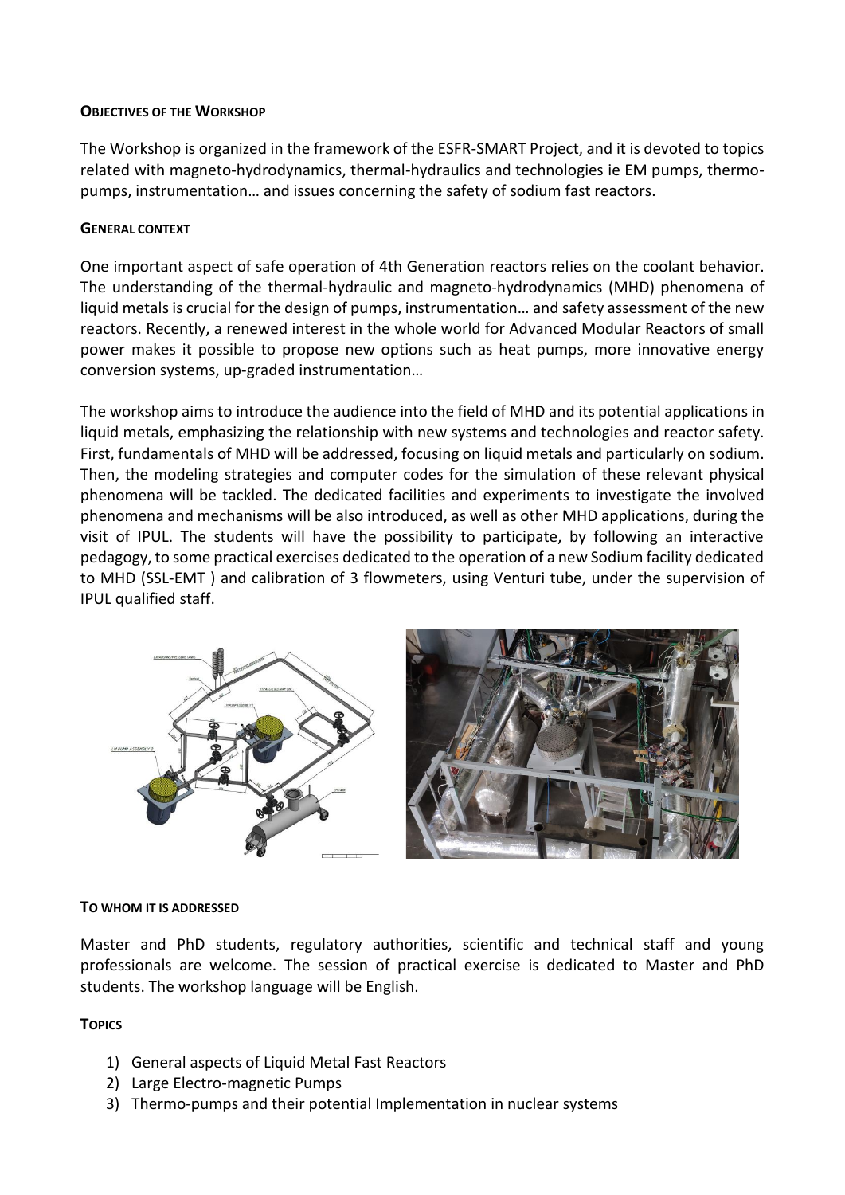**OBJECTIVES OF THE WORKSHOP**

The Workshop is organized in the framework of the ESFR-SMART Project, and it is devoted to topics related with magneto-hydrodynamics, thermal-hydraulics and technologies ie EM pumps, thermo-pumps, instrumentation… and issues concerning the safety of sodium fast reactors.

**GENERAL CONTEXT**

One important aspect of safe operation of 4th Generation reactors relies on the coolant behavior. The understanding of the thermal-hydraulic and magneto-hydrodynamics (MHD) phenomena of liquid metals is crucial for the design of pumps, instrumentation… and safety assessment of the new reactors. Recently, a renewed interest in the whole world for Advanced Modular Reactors of small power makes it possible to propose new options such as heat pumps, more innovative energy conversion systems, up-graded instrumentation…

The workshop aims to introduce the audience into the field of MHD and its potential applications in liquid metals, emphasizing the relationship with new systems and technologies and reactor safety. First, fundamentals of MHD will be addressed, focusing on liquid metals and particularly on sodium. Then, the modeling strategies and computer codes for the simulation of these relevant physical phenomena will be tackled. The dedicated facilities and experiments to investigate the involved phenomena and mechanisms will be also introduced, as well as other MHD applications, during the visit of IPUL. The students will have the possibility to participate, by following an interactive pedagogy, to some practical exercises dedicated to the operation of a new Sodium facility dedicated to MHD (SSL-EMT ) and calibration of 3 flowmeters, using Venturi tube, under the supervision of IPUL qualified staff.

**TO WHOM IT IS ADDRESSED**

Master and PhD students, regulatory authorities, scientific and technical staff and young professionals are welcome. The session of practical exercise is dedicated to Master and PhD students. The workshop language will be English.

**TOPICS**

1) General aspects of Liquid Metal Fast Reactors
2) Large Electro-magnetic Pumps
3) Thermo-pumps and their potential Implementation in nuclear systems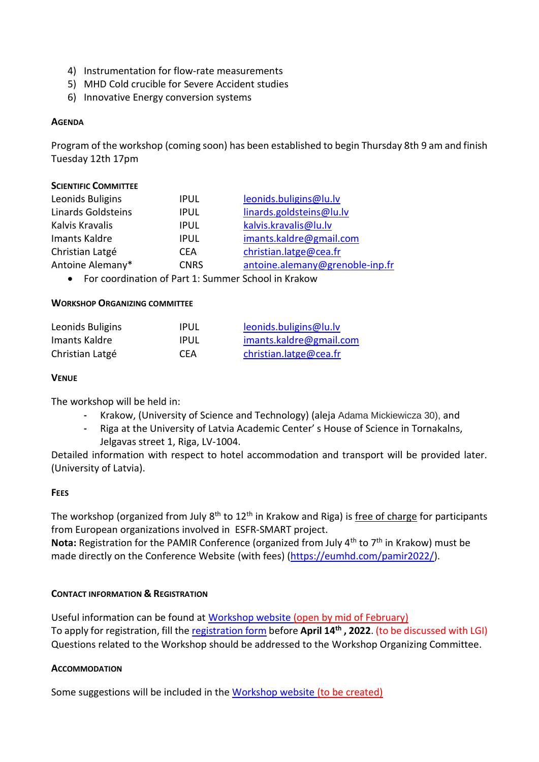4) Instrumentation for flow-rate measurements
5) MHD Cold crucible for Severe Accident studies
6) Innovative Energy conversion systems

## AGENDA

Program of the workshop (coming soon) has been established to begin Thursday 8th 9 am and finish Tuesday 12th 17pm

## SCIENTIFIC COMMITTEE

| | | |
|---|---|---|
| Leonids Buligins | IPUL | leonids.buligins@lu.lv |
| Linards Goldsteins | IPUL | linards.goldsteins@lu.lv |
| Kalvis Kravalis | IPUL | kalvis.kravalis@lu.lv |
| Imants Kaldre | IPUL | imants.kaldre@gmail.com |
| Christian Latgé | CEA | christian.latge@cea.fr |
| Antoine Alemany* | CNRS | antoine.alemany@grenoble-inp.fr |

- For coordination of Part 1: Summer School in Krakow

## WORKSHOP ORGANIZING COMMITTEE

| | | |
|---|---|---|
| Leonids Buligins | IPUL | leonids.buligins@lu.lv |
| Imants Kaldre | IPUL | imants.kaldre@gmail.com |
| Christian Latgé | CEA | christian.latge@cea.fr |

## VENUE

The workshop will be held in:

- Krakow, (University of Science and Technology) (aleja Adama Mickiewicza 30), and
- Riga at the University of Latvia Academic Center' s House of Science in Tornakalns, Jelgavas street 1, Riga, LV-1004.

Detailed information with respect to hotel accommodation and transport will be provided later. (University of Latvia).

## FEES

The workshop (organized from July 8th to 12th in Krakow and Riga) is free of charge for participants from European organizations involved in ESFR-SMART project.
**Nota:** Registration for the PAMIR Conference (organized from July 4th to 7th in Krakow) must be made directly on the Conference Website (with fees) (https://eumhd.com/pamir2022/).

## CONTACT INFORMATION & REGISTRATION

Useful information can be found at Workshop website (open by mid of February)
To apply for registration, fill the registration form before **April 14th , 2022**. (to be discussed with LGI)
Questions related to the Workshop should be addressed to the Workshop Organizing Committee.

## ACCOMMODATION

Some suggestions will be included in the Workshop website (to be created)